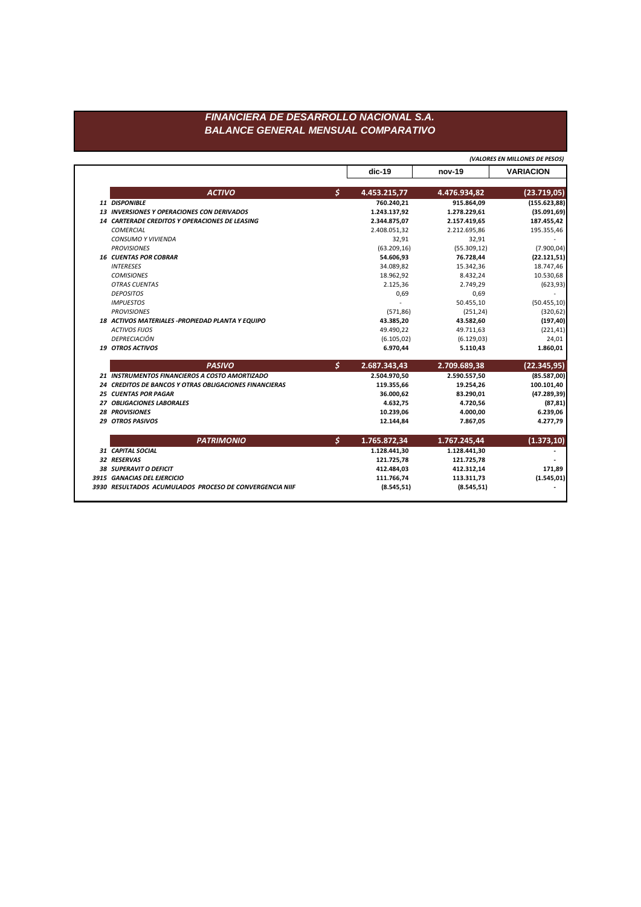# FINANCIERA DE DESARROLLO NACIONAL S.A.
## BALANCE GENERAL MENSUAL COMPARATIVO

*(VALORES EN MILLONES DE PESOS)*

| | | dic-19 | nov-19 | VARIACION |
|---|---|---|---|---|
| **ACTIVO** | **$** | **4.453.215,77** | **4.476.934,82** | **(23.719,05)** |
| **11 DISPONIBLE** | | **760.240,21** | **915.864,09** | **(155.623,88)** |
| **13 INVERSIONES Y OPERACIONES CON DERIVADOS** | | **1.243.137,92** | **1.278.229,61** | **(35.091,69)** |
| **14 CARTERADE CREDITOS Y OPERACIONES DE LEASING** | | **2.344.875,07** | **2.157.419,65** | **187.455,42** |
| *COMERCIAL* | | 2.408.051,32 | 2.212.695,86 | 195.355,46 |
| *CONSUMO Y VIVIENDA* | | 32,91 | 32,91 | - |
| *PROVISIONES* | | (63.209,16) | (55.309,12) | (7.900,04) |
| **16 CUENTAS POR COBRAR** | | **54.606,93** | **76.728,44** | **(22.121,51)** |
| *INTERESES* | | 34.089,82 | 15.342,36 | 18.747,46 |
| *COMISIONES* | | 18.962,92 | 8.432,24 | 10.530,68 |
| *OTRAS CUENTAS* | | 2.125,36 | 2.749,29 | (623,93) |
| *DEPOSITOS* | | 0,69 | 0,69 | - |
| *IMPUESTOS* | | - | 50.455,10 | (50.455,10) |
| *PROVISIONES* | | (571,86) | (251,24) | (320,62) |
| **18 ACTIVOS MATERIALES -PROPIEDAD PLANTA Y EQUIPO** | | **43.385,20** | **43.582,60** | **(197,40)** |
| *ACTIVOS FIJOS* | | 49.490,22 | 49.711,63 | (221,41) |
| *DEPRECIACIÓN* | | (6.105,02) | (6.129,03) | 24,01 |
| **19 OTROS ACTIVOS** | | **6.970,44** | **5.110,43** | **1.860,01** |
| **PASIVO** | **$** | **2.687.343,43** | **2.709.689,38** | **(22.345,95)** |
| **21 INSTRUMENTOS FINANCIEROS A COSTO AMORTIZADO** | | **2.504.970,50** | **2.590.557,50** | **(85.587,00)** |
| **24 CREDITOS DE BANCOS Y OTRAS OBLIGACIONES FINANCIERAS** | | **119.355,66** | **19.254,26** | **100.101,40** |
| **25 CUENTAS POR PAGAR** | | **36.000,62** | **83.290,01** | **(47.289,39)** |
| **27 OBLIGACIONES LABORALES** | | **4.632,75** | **4.720,56** | **(87,81)** |
| **28 PROVISIONES** | | **10.239,06** | **4.000,00** | **6.239,06** |
| **29 OTROS PASIVOS** | | **12.144,84** | **7.867,05** | **4.277,79** |
| **PATRIMONIO** | **$** | **1.765.872,34** | **1.767.245,44** | **(1.373,10)** |
| **31 CAPITAL SOCIAL** | | **1.128.441,30** | **1.128.441,30** | **-** |
| **32 RESERVAS** | | **121.725,78** | **121.725,78** | **-** |
| **38 SUPERAVIT O DEFICIT** | | **412.484,03** | **412.312,14** | **171,89** |
| **3915 GANACIAS DEL EJERCICIO** | | **111.766,74** | **113.311,73** | **(1.545,01)** |
| **3930 RESULTADOS ACUMULADOS PROCESO DE CONVERGENCIA NIIF** | | **(8.545,51)** | **(8.545,51)** | **-** |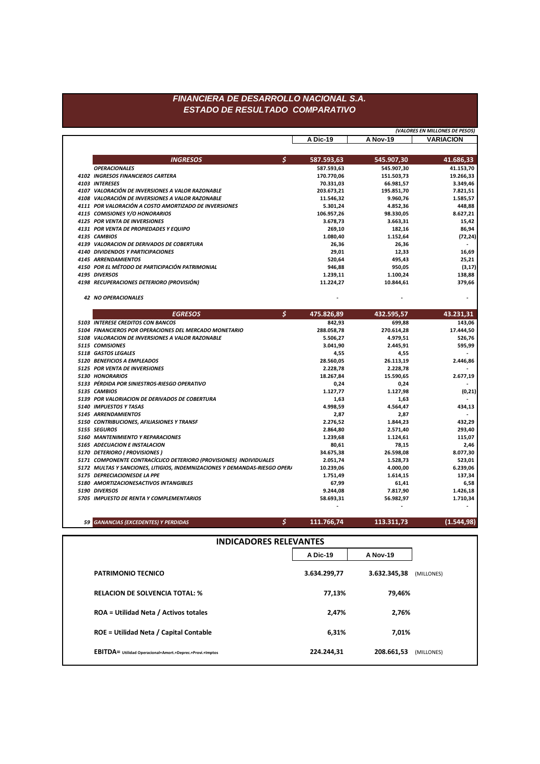# FINANCIERA DE DESARROLLO NACIONAL S.A.
## ESTADO DE RESULTADO COMPARATIVO

*(VALORES EN MILLONES DE PESOS)*

| | | A Dic-19 | A Nov-19 | VARIACION |
|---|---|---|---|---|
| ***INGRESOS*** | ***$*** | **587.593,63** | **545.907,30** | **41.686,33** |
| ***OPERACIONALES*** | | **587.593,63** | **545.907,30** | **41.153,70** |
| ***4102 INGRESOS FINANCIEROS CARTERA*** | | **170.770,06** | **151.503,73** | **19.266,33** |
| ***4103 INTERESES*** | | **70.331,03** | **66.981,57** | **3.349,46** |
| ***4107 VALORACIÓN DE INVERSIONES A VALOR RAZONABLE*** | | **203.673,21** | **195.851,70** | **7.821,51** |
| ***4108 VALORACIÓN DE INVERSIONES A VALOR RAZONABLE*** | | **11.546,32** | **9.960,76** | **1.585,57** |
| ***4111 POR VALORACIÓN A COSTO AMORTIZADO DE INVERSIONES*** | | **5.301,24** | **4.852,36** | **448,88** |
| ***4115 COMISIONES Y/O HONORARIOS*** | | **106.957,26** | **98.330,05** | **8.627,21** |
| ***4125 POR VENTA DE INVERSIONES*** | | **3.678,73** | **3.663,31** | **15,42** |
| ***4131 POR VENTA DE PROPIEDADES Y EQUIPO*** | | **269,10** | **182,16** | **86,94** |
| ***4135 CAMBIOS*** | | **1.080,40** | **1.152,64** | **(72,24)** |
| ***4139 VALORACION DE DERIVADOS DE COBERTURA*** | | **26,36** | **26,36** | **-** |
| ***4140 DIVIDENDOS Y PARTICIPACIONES*** | | **29,01** | **12,33** | **16,69** |
| ***4145 ARRENDAMIENTOS*** | | **520,64** | **495,43** | **25,21** |
| ***4150 POR EL MÉTODO DE PARTICIPACIÓN PATRIMONIAL*** | | **946,88** | **950,05** | **(3,17)** |
| ***4195 DIVERSOS*** | | **1.239,11** | **1.100,24** | **138,88** |
| ***4198 RECUPERACIONES DETERIORO (PROVISIÓN)*** | | **11.224,27** | **10.844,61** | **379,66** |
| ***42 NO OPERACIONALES*** | | **-** | **-** | **-** |
| ***EGRESOS*** | ***$*** | **475.826,89** | **432.595,57** | **43.231,31** |
| ***5103 INTERESE CREDITOS CON BANCOS*** | | **842,93** | **699,88** | **143,06** |
| ***5104 FINANCIEROS POR OPERACIONES DEL MERCADO MONETARIO*** | | **288.058,78** | **270.614,28** | **17.444,50** |
| ***5108 VALORACION DE INVERSIONES A VALOR RAZONABLE*** | | **5.506,27** | **4.979,51** | **526,76** |
| ***5115 COMISIONES*** | | **3.041,90** | **2.445,91** | **595,99** |
| ***5118 GASTOS LEGALES*** | | **4,55** | **4,55** | **-** |
| ***5120 BENEFICIOS A EMPLEADOS*** | | **28.560,05** | **26.113,19** | **2.446,86** |
| ***5125 POR VENTA DE INVERSIONES*** | | **2.228,78** | **2.228,78** | **-** |
| ***5130 HONORARIOS*** | | **18.267,84** | **15.590,65** | **2.677,19** |
| ***5133 PÉRDIDA POR SINIESTROS-RIESGO OPERATIVO*** | | **0,24** | **0,24** | **-** |
| ***5135 CAMBIOS*** | | **1.127,77** | **1.127,98** | **(0,21)** |
| ***5139 POR VALORIACION DE DERIVADOS DE COBERTURA*** | | **1,63** | **1,63** | **-** |
| ***5140 IMPUESTOS Y TASAS*** | | **4.998,59** | **4.564,47** | **434,13** |
| ***5145 ARRENDAMIENTOS*** | | **2,87** | **2,87** | **-** |
| ***5150 CONTRIBUCIONES, AFILIASIONES Y TRANSF*** | | **2.276,52** | **1.844,23** | **432,29** |
| ***5155 SEGUROS*** | | **2.864,80** | **2.571,40** | **293,40** |
| ***5160 MANTENIMIENTO Y REPARACIONES*** | | **1.239,68** | **1.124,61** | **115,07** |
| ***5165 ADECUACION E INSTALACION*** | | **80,61** | **78,15** | **2,46** |
| ***5170 DETERIORO ( PROVISIONES )*** | | **34.675,38** | **26.598,08** | **8.077,30** |
| ***5171 COMPONENTE CONTRACÍCLICO DETERIORO (PROVISIONES) INDIVIDUALES*** | | **2.051,74** | **1.528,73** | **523,01** |
| ***5172 MULTAS Y SANCIONES, LITIGIOS, INDEMNIZACIONES Y DEMANDAS-RIESGO OPERA*** | | **10.239,06** | **4.000,00** | **6.239,06** |
| ***5175 DEPRECIACIONESDE LA PPE*** | | **1.751,49** | **1.614,15** | **137,34** |
| ***5180 AMORTIZACIONESACTIVOS INTANGIBLES*** | | **67,99** | **61,41** | **6,58** |
| ***5190 DIVERSOS*** | | **9.244,08** | **7.817,90** | **1.426,18** |
| ***5705 IMPUESTO DE RENTA Y COMPLEMENTARIOS*** | | **58.693,31** | **56.982,97** | **1.710,34** |
| | | **-** | **-** | **-** |
| ***59 GANANCIAS (EXCEDENTES) Y PERDIDAS*** | ***$*** | **111.766,74** | **113.311,73** | **(1.544,98)** |

## INDICADORES RELEVANTES

| | A Dic-19 | A Nov-19 | |
|---|---|---|---|
| **PATRIMONIO TECNICO** | **3.634.299,77** | **3.632.345,38** | (MILLONES) |
| **RELACION DE SOLVENCIA TOTAL: %** | **77,13%** | **79,46%** | |
| **ROA = Utilidad Neta / Activos totales** | **2,47%** | **2,76%** | |
| **ROE = Utilidad Neta / Capital Contable** | **6,31%** | **7,01%** | |
| **EBITDA=** **Utilidad Operacional+Amort.+Deprec.+Provi.+Imptos** | **224.244,31** | **208.661,53** | (MILLONES) |